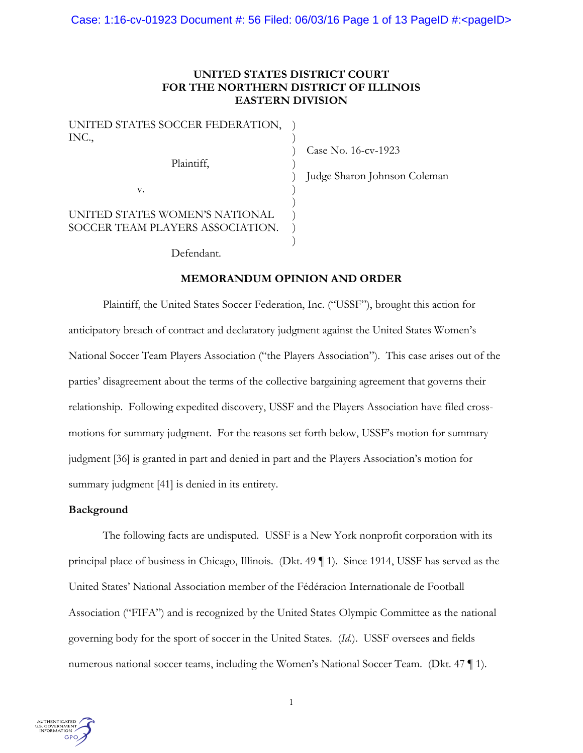**UNITED STATES DISTRICT COURT**
**FOR THE NORTHERN DISTRICT OF ILLINOIS**
**EASTERN DIVISION**

| | | |
|---|---|---|
| UNITED STATES SOCCER FEDERATION, INC., | ) | |
| | ) | |
| | ) | Case No. 16-cv-1923 |
| Plaintiff, | ) | |
| | ) | Judge Sharon Johnson Coleman |
| v. | ) | |
| | ) | |
| UNITED STATES WOMEN'S NATIONAL SOCCER TEAM PLAYERS ASSOCIATION. | ) | |
| | ) | |
| Defendant. | | |

**MEMORANDUM OPINION AND ORDER**

Plaintiff, the United States Soccer Federation, Inc. ("USSF"), brought this action for anticipatory breach of contract and declaratory judgment against the United States Women's National Soccer Team Players Association ("the Players Association"). This case arises out of the parties' disagreement about the terms of the collective bargaining agreement that governs their relationship. Following expedited discovery, USSF and the Players Association have filed cross-motions for summary judgment. For the reasons set forth below, USSF's motion for summary judgment [36] is granted in part and denied in part and the Players Association's motion for summary judgment [41] is denied in its entirety.

**Background**

The following facts are undisputed. USSF is a New York nonprofit corporation with its principal place of business in Chicago, Illinois. (Dkt. 49 ¶ 1). Since 1914, USSF has served as the United States' National Association member of the Fédéracion Internationale de Football Association ("FIFA") and is recognized by the United States Olympic Committee as the national governing body for the sport of soccer in the United States. (*Id.*). USSF oversees and fields numerous national soccer teams, including the Women's National Soccer Team. (Dkt. 47 ¶ 1).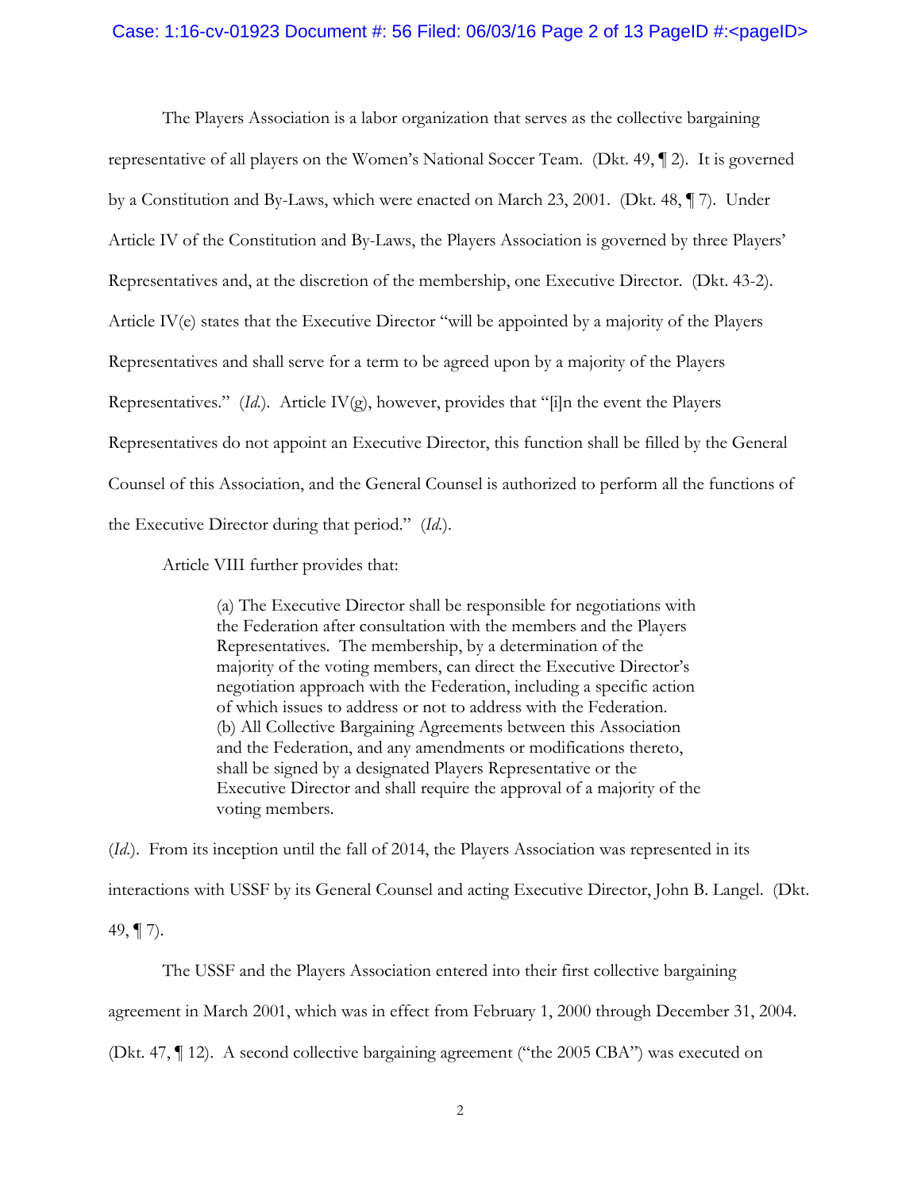The Players Association is a labor organization that serves as the collective bargaining representative of all players on the Women's National Soccer Team. (Dkt. 49, ¶ 2). It is governed by a Constitution and By-Laws, which were enacted on March 23, 2001. (Dkt. 48, ¶ 7). Under Article IV of the Constitution and By-Laws, the Players Association is governed by three Players' Representatives and, at the discretion of the membership, one Executive Director. (Dkt. 43-2). Article IV(e) states that the Executive Director "will be appointed by a majority of the Players Representatives and shall serve for a term to be agreed upon by a majority of the Players Representatives." (*Id.*). Article IV(g), however, provides that "[i]n the event the Players Representatives do not appoint an Executive Director, this function shall be filled by the General Counsel of this Association, and the General Counsel is authorized to perform all the functions of the Executive Director during that period." (*Id.*).

Article VIII further provides that:

> (a) The Executive Director shall be responsible for negotiations with the Federation after consultation with the members and the Players Representatives. The membership, by a determination of the majority of the voting members, can direct the Executive Director's negotiation approach with the Federation, including a specific action of which issues to address or not to address with the Federation.
> (b) All Collective Bargaining Agreements between this Association and the Federation, and any amendments or modifications thereto, shall be signed by a designated Players Representative or the Executive Director and shall require the approval of a majority of the voting members.

(*Id.*). From its inception until the fall of 2014, the Players Association was represented in its interactions with USSF by its General Counsel and acting Executive Director, John B. Langel. (Dkt. 49, ¶ 7).

The USSF and the Players Association entered into their first collective bargaining agreement in March 2001, which was in effect from February 1, 2000 through December 31, 2004. (Dkt. 47, ¶ 12). A second collective bargaining agreement ("the 2005 CBA") was executed on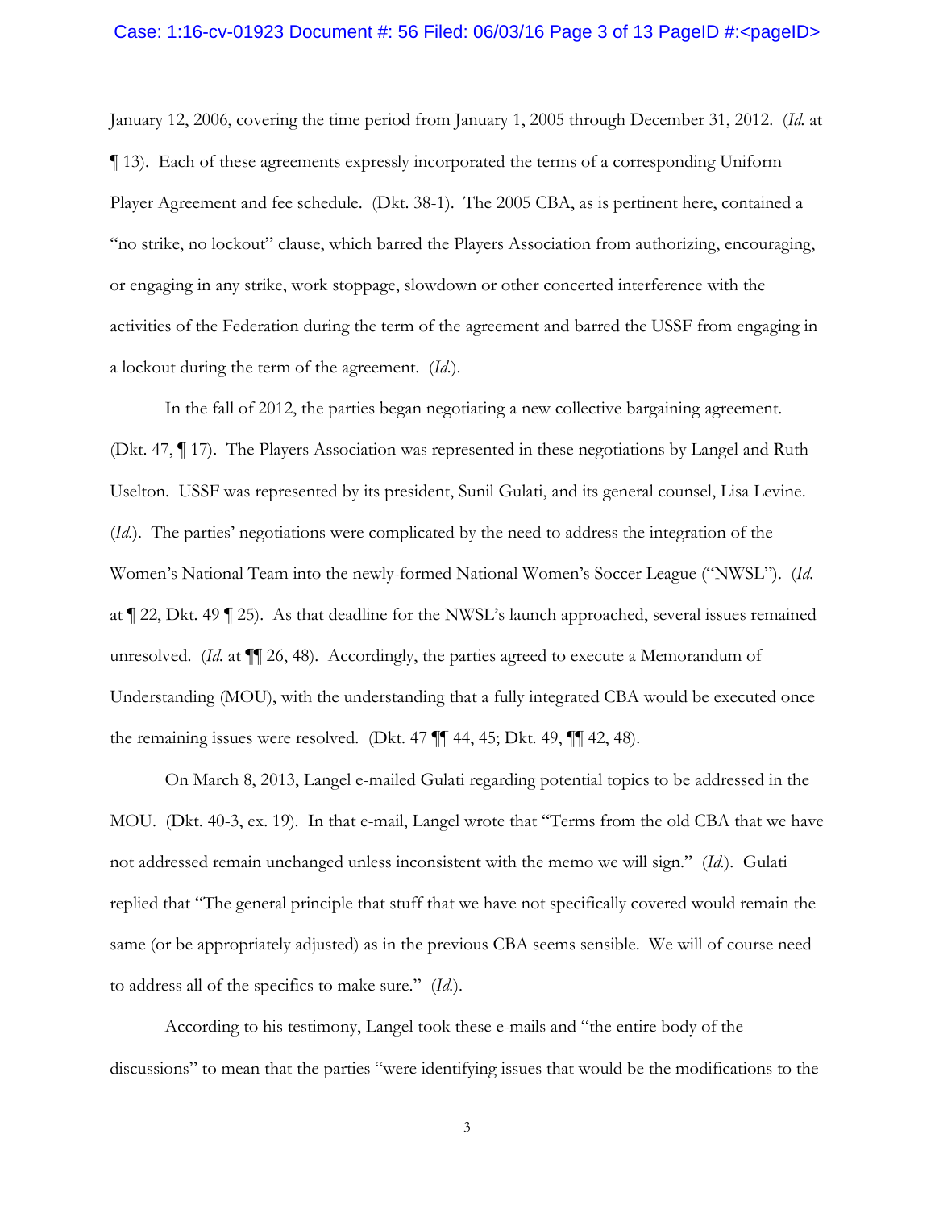January 12, 2006, covering the time period from January 1, 2005 through December 31, 2012. (*Id.* at ¶ 13). Each of these agreements expressly incorporated the terms of a corresponding Uniform Player Agreement and fee schedule. (Dkt. 38-1). The 2005 CBA, as is pertinent here, contained a "no strike, no lockout" clause, which barred the Players Association from authorizing, encouraging, or engaging in any strike, work stoppage, slowdown or other concerted interference with the activities of the Federation during the term of the agreement and barred the USSF from engaging in a lockout during the term of the agreement. (*Id.*).

In the fall of 2012, the parties began negotiating a new collective bargaining agreement. (Dkt. 47, ¶ 17). The Players Association was represented in these negotiations by Langel and Ruth Uselton. USSF was represented by its president, Sunil Gulati, and its general counsel, Lisa Levine. (*Id.*). The parties' negotiations were complicated by the need to address the integration of the Women's National Team into the newly-formed National Women's Soccer League ("NWSL"). (*Id.* at ¶ 22, Dkt. 49 ¶ 25). As that deadline for the NWSL's launch approached, several issues remained unresolved. (*Id.* at ¶¶ 26, 48). Accordingly, the parties agreed to execute a Memorandum of Understanding (MOU), with the understanding that a fully integrated CBA would be executed once the remaining issues were resolved. (Dkt. 47 ¶¶ 44, 45; Dkt. 49, ¶¶ 42, 48).

On March 8, 2013, Langel e-mailed Gulati regarding potential topics to be addressed in the MOU. (Dkt. 40-3, ex. 19). In that e-mail, Langel wrote that "Terms from the old CBA that we have not addressed remain unchanged unless inconsistent with the memo we will sign." (*Id.*). Gulati replied that "The general principle that stuff that we have not specifically covered would remain the same (or be appropriately adjusted) as in the previous CBA seems sensible. We will of course need to address all of the specifics to make sure." (*Id.*).

According to his testimony, Langel took these e-mails and "the entire body of the discussions" to mean that the parties "were identifying issues that would be the modifications to the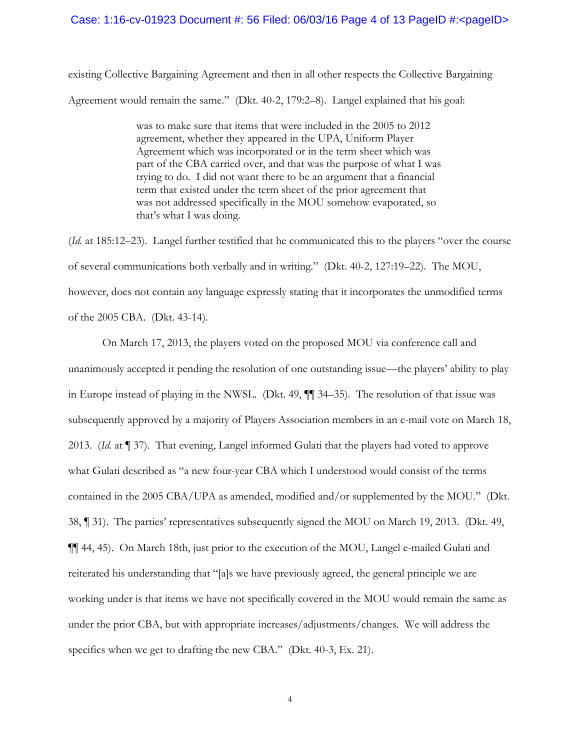existing Collective Bargaining Agreement and then in all other respects the Collective Bargaining Agreement would remain the same." (Dkt. 40-2, 179:2–8). Langel explained that his goal:

> was to make sure that items that were included in the 2005 to 2012 agreement, whether they appeared in the UPA, Uniform Player Agreement which was incorporated or in the term sheet which was part of the CBA carried over, and that was the purpose of what I was trying to do. I did not want there to be an argument that a financial term that existed under the term sheet of the prior agreement that was not addressed specifically in the MOU somehow evaporated, so that's what I was doing.

(*Id.* at 185:12–23). Langel further testified that he communicated this to the players "over the course of several communications both verbally and in writing." (Dkt. 40-2, 127:19–22). The MOU, however, does not contain any language expressly stating that it incorporates the unmodified terms of the 2005 CBA. (Dkt. 43-14).

On March 17, 2013, the players voted on the proposed MOU via conference call and unanimously accepted it pending the resolution of one outstanding issue—the players' ability to play in Europe instead of playing in the NWSL. (Dkt. 49, ¶¶ 34–35). The resolution of that issue was subsequently approved by a majority of Players Association members in an e-mail vote on March 18, 2013. (*Id.* at ¶ 37). That evening, Langel informed Gulati that the players had voted to approve what Gulati described as "a new four-year CBA which I understood would consist of the terms contained in the 2005 CBA/UPA as amended, modified and/or supplemented by the MOU." (Dkt. 38, ¶ 31). The parties' representatives subsequently signed the MOU on March 19, 2013. (Dkt. 49, ¶¶ 44, 45). On March 18th, just prior to the execution of the MOU, Langel e-mailed Gulati and reiterated his understanding that "[a]s we have previously agreed, the general principle we are working under is that items we have not specifically covered in the MOU would remain the same as under the prior CBA, but with appropriate increases/adjustments/changes. We will address the specifics when we get to drafting the new CBA." (Dkt. 40-3, Ex. 21).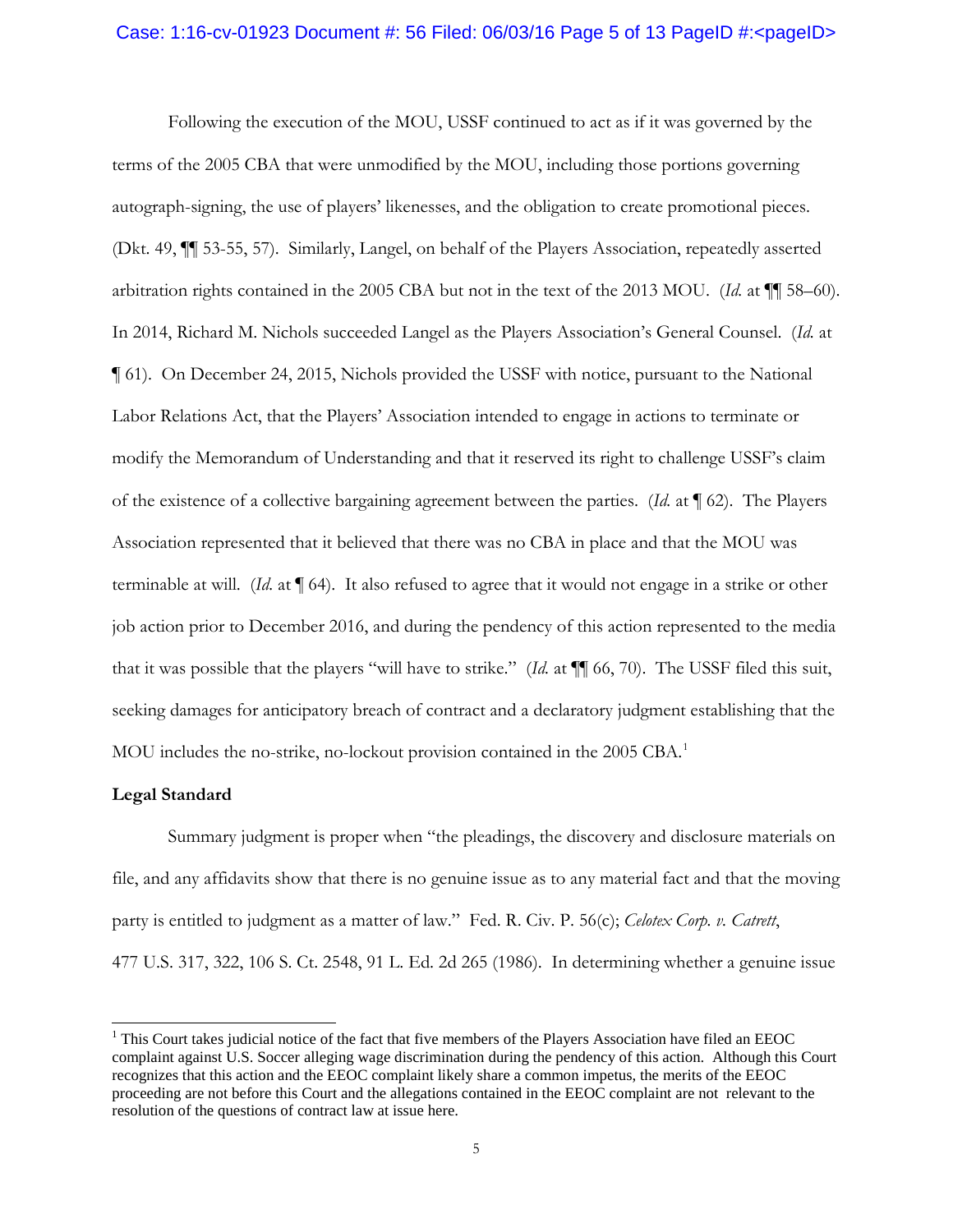Following the execution of the MOU, USSF continued to act as if it was governed by the terms of the 2005 CBA that were unmodified by the MOU, including those portions governing autograph-signing, the use of players' likenesses, and the obligation to create promotional pieces. (Dkt. 49, ¶¶ 53-55, 57). Similarly, Langel, on behalf of the Players Association, repeatedly asserted arbitration rights contained in the 2005 CBA but not in the text of the 2013 MOU. (*Id.* at ¶¶ 58–60). In 2014, Richard M. Nichols succeeded Langel as the Players Association's General Counsel. (*Id.* at ¶ 61). On December 24, 2015, Nichols provided the USSF with notice, pursuant to the National Labor Relations Act, that the Players' Association intended to engage in actions to terminate or modify the Memorandum of Understanding and that it reserved its right to challenge USSF's claim of the existence of a collective bargaining agreement between the parties. (*Id.* at ¶ 62). The Players Association represented that it believed that there was no CBA in place and that the MOU was terminable at will. (*Id.* at ¶ 64). It also refused to agree that it would not engage in a strike or other job action prior to December 2016, and during the pendency of this action represented to the media that it was possible that the players "will have to strike." (*Id.* at ¶¶ 66, 70). The USSF filed this suit, seeking damages for anticipatory breach of contract and a declaratory judgment establishing that the MOU includes the no-strike, no-lockout provision contained in the 2005 CBA.[1]

**Legal Standard**

Summary judgment is proper when "the pleadings, the discovery and disclosure materials on file, and any affidavits show that there is no genuine issue as to any material fact and that the moving party is entitled to judgment as a matter of law." Fed. R. Civ. P. 56(c); *Celotex Corp. v. Catrett*, 477 U.S. 317, 322, 106 S. Ct. 2548, 91 L. Ed. 2d 265 (1986). In determining whether a genuine issue

[1] This Court takes judicial notice of the fact that five members of the Players Association have filed an EEOC complaint against U.S. Soccer alleging wage discrimination during the pendency of this action. Although this Court recognizes that this action and the EEOC complaint likely share a common impetus, the merits of the EEOC proceeding are not before this Court and the allegations contained in the EEOC complaint are not relevant to the resolution of the questions of contract law at issue here.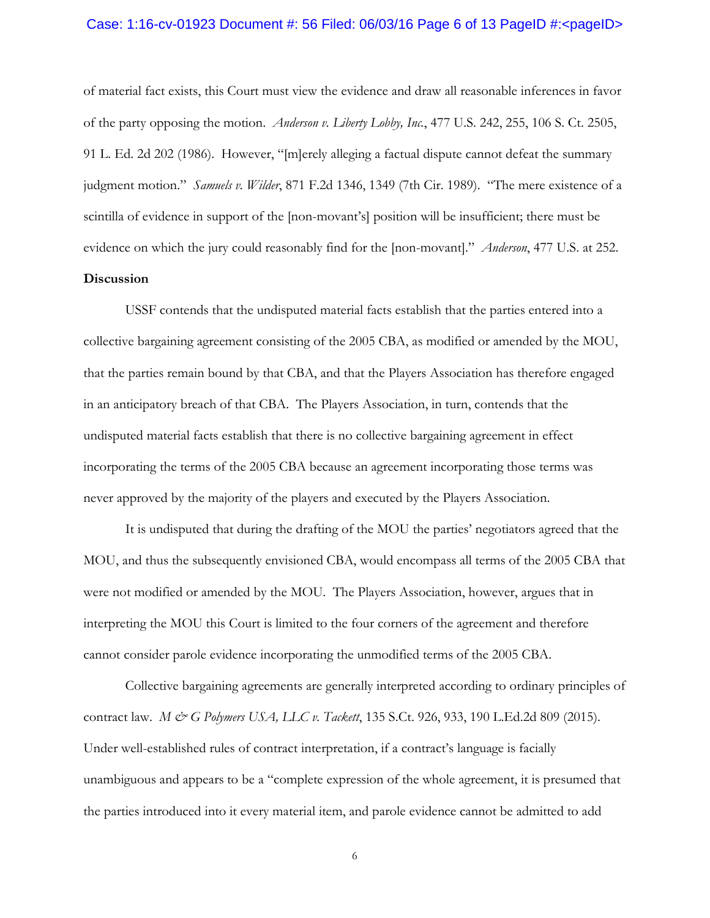of material fact exists, this Court must view the evidence and draw all reasonable inferences in favor of the party opposing the motion. *Anderson v. Liberty Lobby, Inc.*, 477 U.S. 242, 255, 106 S. Ct. 2505, 91 L. Ed. 2d 202 (1986). However, "[m]erely alleging a factual dispute cannot defeat the summary judgment motion." *Samuels v. Wilder*, 871 F.2d 1346, 1349 (7th Cir. 1989). "The mere existence of a scintilla of evidence in support of the [non-movant's] position will be insufficient; there must be evidence on which the jury could reasonably find for the [non-movant]." *Anderson*, 477 U.S. at 252.

**Discussion**

USSF contends that the undisputed material facts establish that the parties entered into a collective bargaining agreement consisting of the 2005 CBA, as modified or amended by the MOU, that the parties remain bound by that CBA, and that the Players Association has therefore engaged in an anticipatory breach of that CBA. The Players Association, in turn, contends that the undisputed material facts establish that there is no collective bargaining agreement in effect incorporating the terms of the 2005 CBA because an agreement incorporating those terms was never approved by the majority of the players and executed by the Players Association.

It is undisputed that during the drafting of the MOU the parties' negotiators agreed that the MOU, and thus the subsequently envisioned CBA, would encompass all terms of the 2005 CBA that were not modified or amended by the MOU. The Players Association, however, argues that in interpreting the MOU this Court is limited to the four corners of the agreement and therefore cannot consider parole evidence incorporating the unmodified terms of the 2005 CBA.

Collective bargaining agreements are generally interpreted according to ordinary principles of contract law. *M & G Polymers USA, LLC v. Tackett*, 135 S.Ct. 926, 933, 190 L.Ed.2d 809 (2015). Under well-established rules of contract interpretation, if a contract's language is facially unambiguous and appears to be a "complete expression of the whole agreement, it is presumed that the parties introduced into it every material item, and parole evidence cannot be admitted to add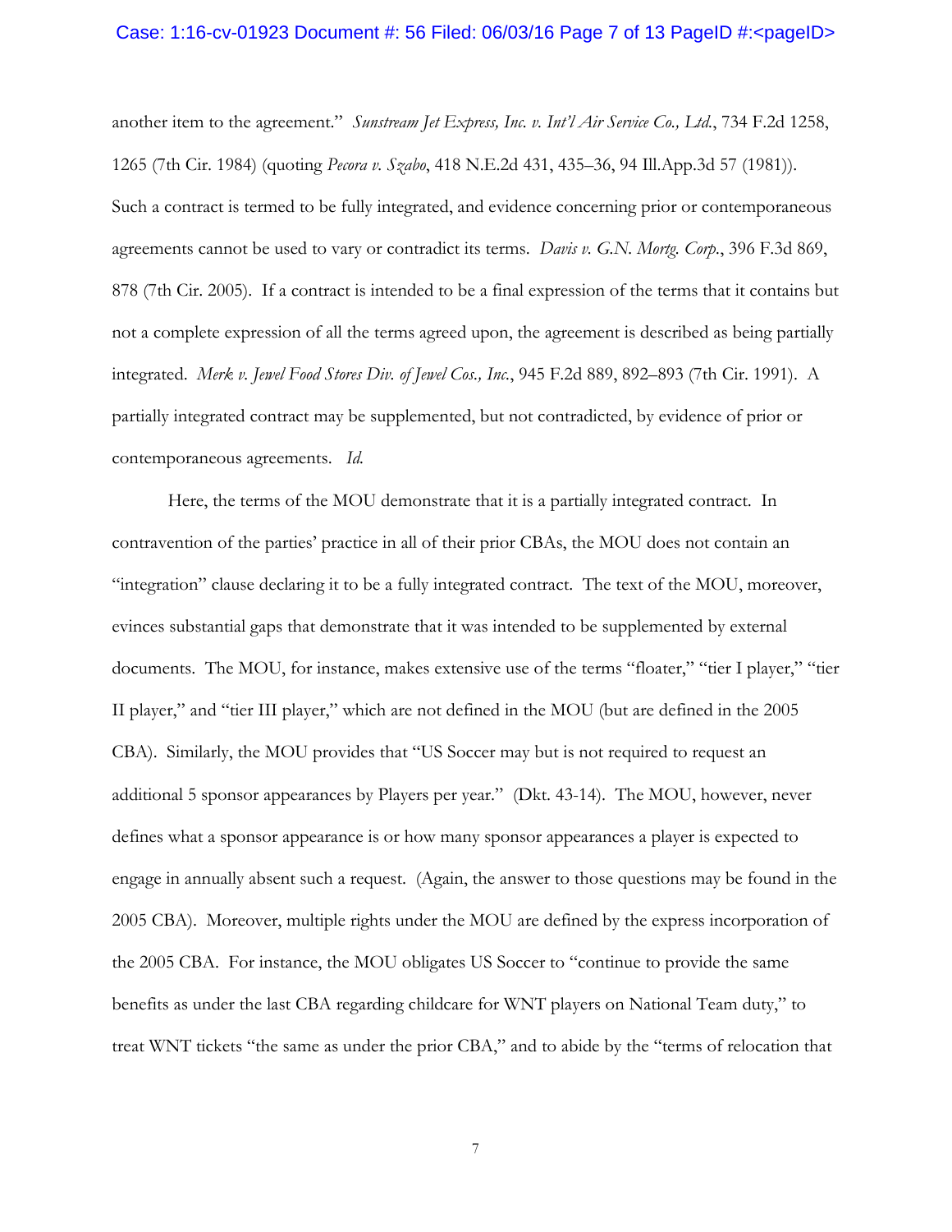another item to the agreement." *Sunstream Jet Express, Inc. v. Int'l Air Service Co., Ltd.*, 734 F.2d 1258, 1265 (7th Cir. 1984) (quoting *Pecora v. Szabo*, 418 N.E.2d 431, 435–36, 94 Ill.App.3d 57 (1981)). Such a contract is termed to be fully integrated, and evidence concerning prior or contemporaneous agreements cannot be used to vary or contradict its terms. *Davis v. G.N. Mortg. Corp.*, 396 F.3d 869, 878 (7th Cir. 2005). If a contract is intended to be a final expression of the terms that it contains but not a complete expression of all the terms agreed upon, the agreement is described as being partially integrated. *Merk v. Jewel Food Stores Div. of Jewel Cos., Inc.*, 945 F.2d 889, 892–893 (7th Cir. 1991). A partially integrated contract may be supplemented, but not contradicted, by evidence of prior or contemporaneous agreements. *Id.*

Here, the terms of the MOU demonstrate that it is a partially integrated contract. In contravention of the parties' practice in all of their prior CBAs, the MOU does not contain an "integration" clause declaring it to be a fully integrated contract. The text of the MOU, moreover, evinces substantial gaps that demonstrate that it was intended to be supplemented by external documents. The MOU, for instance, makes extensive use of the terms "floater," "tier I player," "tier II player," and "tier III player," which are not defined in the MOU (but are defined in the 2005 CBA). Similarly, the MOU provides that "US Soccer may but is not required to request an additional 5 sponsor appearances by Players per year." (Dkt. 43-14). The MOU, however, never defines what a sponsor appearance is or how many sponsor appearances a player is expected to engage in annually absent such a request. (Again, the answer to those questions may be found in the 2005 CBA). Moreover, multiple rights under the MOU are defined by the express incorporation of the 2005 CBA. For instance, the MOU obligates US Soccer to "continue to provide the same benefits as under the last CBA regarding childcare for WNT players on National Team duty," to treat WNT tickets "the same as under the prior CBA," and to abide by the "terms of relocation that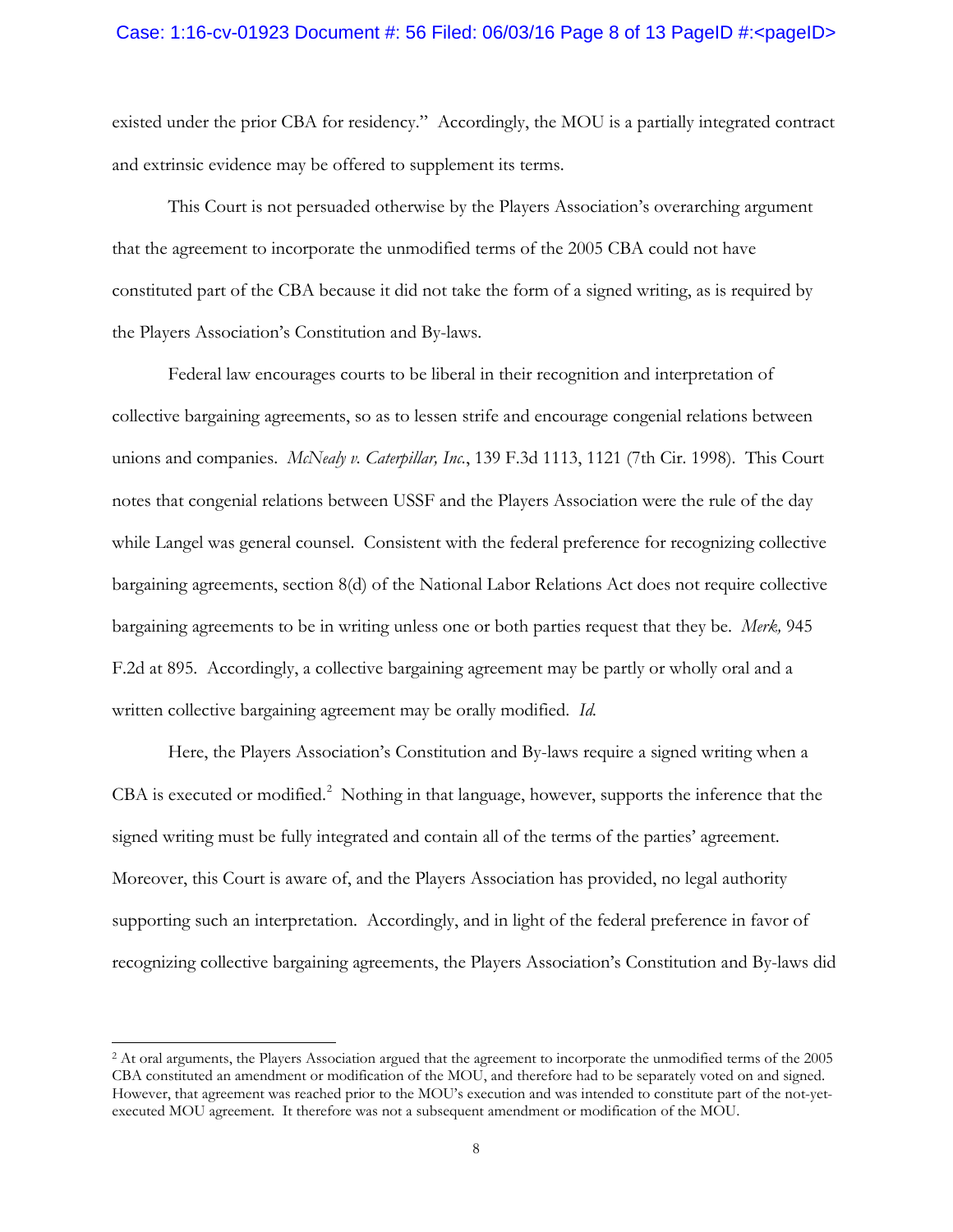existed under the prior CBA for residency." Accordingly, the MOU is a partially integrated contract and extrinsic evidence may be offered to supplement its terms.

This Court is not persuaded otherwise by the Players Association's overarching argument that the agreement to incorporate the unmodified terms of the 2005 CBA could not have constituted part of the CBA because it did not take the form of a signed writing, as is required by the Players Association's Constitution and By-laws.

Federal law encourages courts to be liberal in their recognition and interpretation of collective bargaining agreements, so as to lessen strife and encourage congenial relations between unions and companies. *McNealy v. Caterpillar, Inc.*, 139 F.3d 1113, 1121 (7th Cir. 1998). This Court notes that congenial relations between USSF and the Players Association were the rule of the day while Langel was general counsel. Consistent with the federal preference for recognizing collective bargaining agreements, section 8(d) of the National Labor Relations Act does not require collective bargaining agreements to be in writing unless one or both parties request that they be. *Merk,* 945 F.2d at 895. Accordingly, a collective bargaining agreement may be partly or wholly oral and a written collective bargaining agreement may be orally modified. *Id.*

Here, the Players Association's Constitution and By-laws require a signed writing when a CBA is executed or modified.[2] Nothing in that language, however, supports the inference that the signed writing must be fully integrated and contain all of the terms of the parties' agreement. Moreover, this Court is aware of, and the Players Association has provided, no legal authority supporting such an interpretation. Accordingly, and in light of the federal preference in favor of recognizing collective bargaining agreements, the Players Association's Constitution and By-laws did

---

[2] At oral arguments, the Players Association argued that the agreement to incorporate the unmodified terms of the 2005 CBA constituted an amendment or modification of the MOU, and therefore had to be separately voted on and signed. However, that agreement was reached prior to the MOU's execution and was intended to constitute part of the not-yet-executed MOU agreement. It therefore was not a subsequent amendment or modification of the MOU.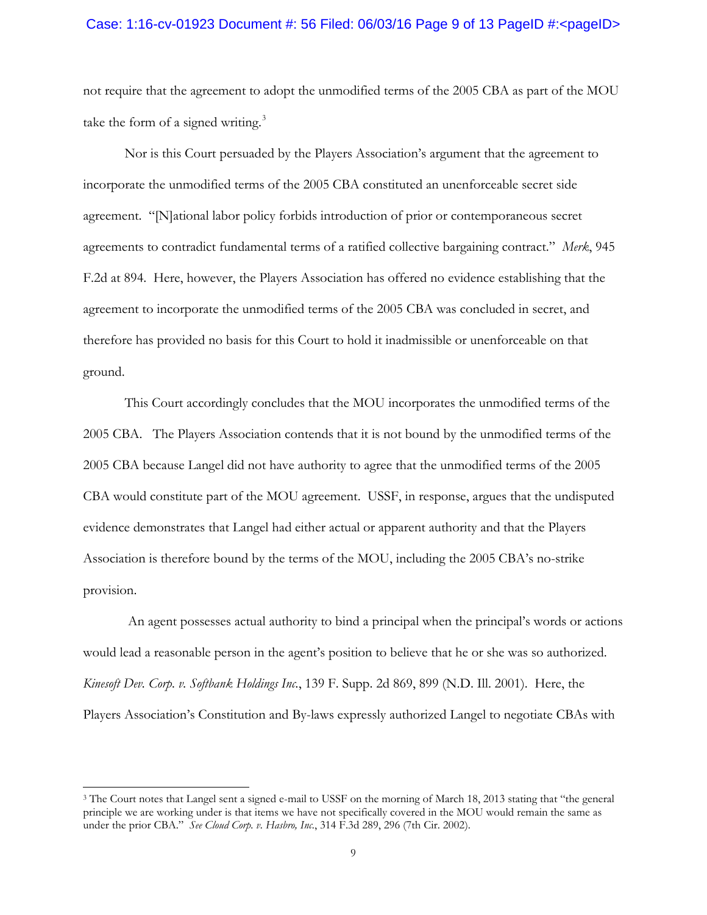not require that the agreement to adopt the unmodified terms of the 2005 CBA as part of the MOU take the form of a signed writing.[3]

Nor is this Court persuaded by the Players Association's argument that the agreement to incorporate the unmodified terms of the 2005 CBA constituted an unenforceable secret side agreement. "[N]ational labor policy forbids introduction of prior or contemporaneous secret agreements to contradict fundamental terms of a ratified collective bargaining contract." *Merk*, 945 F.2d at 894. Here, however, the Players Association has offered no evidence establishing that the agreement to incorporate the unmodified terms of the 2005 CBA was concluded in secret, and therefore has provided no basis for this Court to hold it inadmissible or unenforceable on that ground.

This Court accordingly concludes that the MOU incorporates the unmodified terms of the 2005 CBA. The Players Association contends that it is not bound by the unmodified terms of the 2005 CBA because Langel did not have authority to agree that the unmodified terms of the 2005 CBA would constitute part of the MOU agreement. USSF, in response, argues that the undisputed evidence demonstrates that Langel had either actual or apparent authority and that the Players Association is therefore bound by the terms of the MOU, including the 2005 CBA's no-strike provision.

An agent possesses actual authority to bind a principal when the principal's words or actions would lead a reasonable person in the agent's position to believe that he or she was so authorized. *Kinesoft Dev. Corp. v. Softbank Holdings Inc.*, 139 F. Supp. 2d 869, 899 (N.D. Ill. 2001). Here, the Players Association's Constitution and By-laws expressly authorized Langel to negotiate CBAs with

---

[3] The Court notes that Langel sent a signed e-mail to USSF on the morning of March 18, 2013 stating that "the general principle we are working under is that items we have not specifically covered in the MOU would remain the same as under the prior CBA." *See Cloud Corp. v. Hasbro, Inc.*, 314 F.3d 289, 296 (7th Cir. 2002).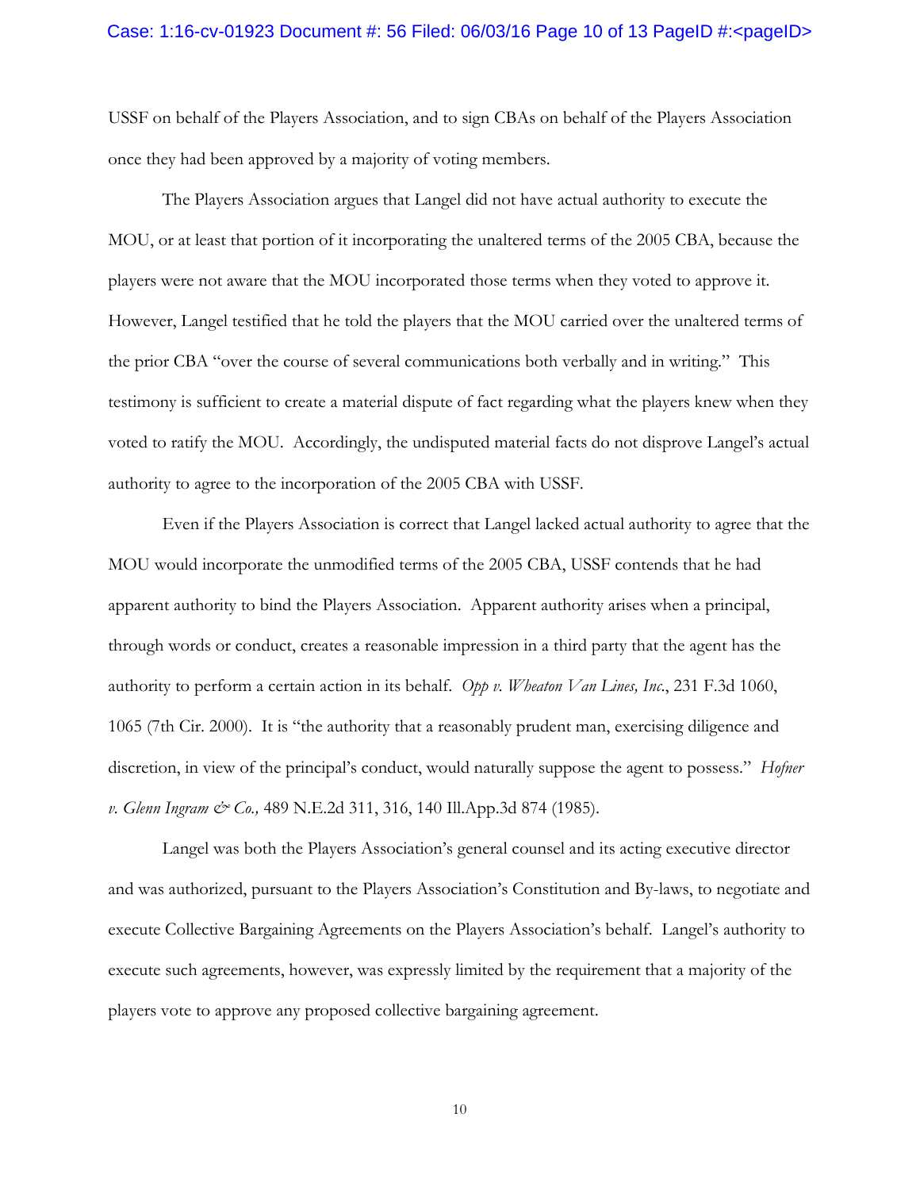USSF on behalf of the Players Association, and to sign CBAs on behalf of the Players Association once they had been approved by a majority of voting members.

The Players Association argues that Langel did not have actual authority to execute the MOU, or at least that portion of it incorporating the unaltered terms of the 2005 CBA, because the players were not aware that the MOU incorporated those terms when they voted to approve it. However, Langel testified that he told the players that the MOU carried over the unaltered terms of the prior CBA "over the course of several communications both verbally and in writing." This testimony is sufficient to create a material dispute of fact regarding what the players knew when they voted to ratify the MOU. Accordingly, the undisputed material facts do not disprove Langel's actual authority to agree to the incorporation of the 2005 CBA with USSF.

Even if the Players Association is correct that Langel lacked actual authority to agree that the MOU would incorporate the unmodified terms of the 2005 CBA, USSF contends that he had apparent authority to bind the Players Association. Apparent authority arises when a principal, through words or conduct, creates a reasonable impression in a third party that the agent has the authority to perform a certain action in its behalf. *Opp v. Wheaton Van Lines, Inc.*, 231 F.3d 1060, 1065 (7th Cir. 2000). It is "the authority that a reasonably prudent man, exercising diligence and discretion, in view of the principal's conduct, would naturally suppose the agent to possess." *Hofner v. Glenn Ingram & Co.,* 489 N.E.2d 311, 316, 140 Ill.App.3d 874 (1985).

Langel was both the Players Association's general counsel and its acting executive director and was authorized, pursuant to the Players Association's Constitution and By-laws, to negotiate and execute Collective Bargaining Agreements on the Players Association's behalf. Langel's authority to execute such agreements, however, was expressly limited by the requirement that a majority of the players vote to approve any proposed collective bargaining agreement.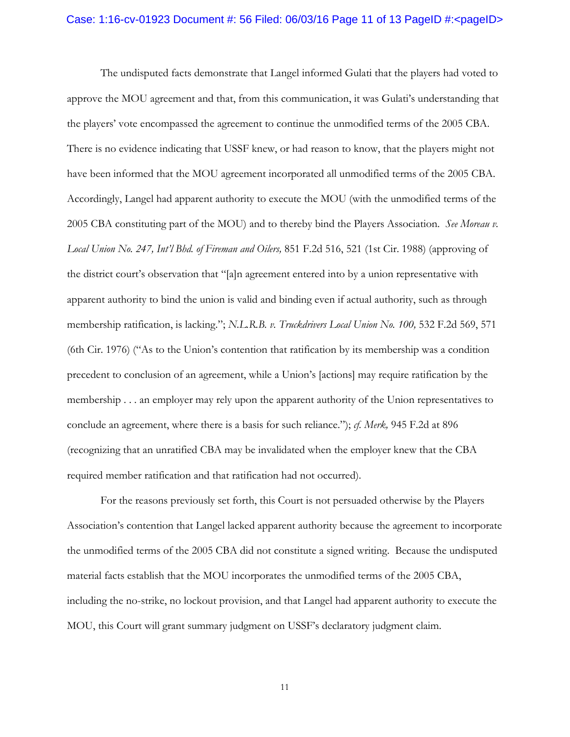The undisputed facts demonstrate that Langel informed Gulati that the players had voted to approve the MOU agreement and that, from this communication, it was Gulati's understanding that the players' vote encompassed the agreement to continue the unmodified terms of the 2005 CBA. There is no evidence indicating that USSF knew, or had reason to know, that the players might not have been informed that the MOU agreement incorporated all unmodified terms of the 2005 CBA. Accordingly, Langel had apparent authority to execute the MOU (with the unmodified terms of the 2005 CBA constituting part of the MOU) and to thereby bind the Players Association. *See Moreau v. Local Union No. 247, Int'l Bhd. of Fireman and Oilers,* 851 F.2d 516, 521 (1st Cir. 1988) (approving of the district court's observation that "[a]n agreement entered into by a union representative with apparent authority to bind the union is valid and binding even if actual authority, such as through membership ratification, is lacking."; *N.L.R.B. v. Truckdrivers Local Union No. 100,* 532 F.2d 569, 571 (6th Cir. 1976) ("As to the Union's contention that ratification by its membership was a condition precedent to conclusion of an agreement, while a Union's [actions] may require ratification by the membership . . . an employer may rely upon the apparent authority of the Union representatives to conclude an agreement, where there is a basis for such reliance."); *cf. Merk,* 945 F.2d at 896 (recognizing that an unratified CBA may be invalidated when the employer knew that the CBA required member ratification and that ratification had not occurred).

For the reasons previously set forth, this Court is not persuaded otherwise by the Players Association's contention that Langel lacked apparent authority because the agreement to incorporate the unmodified terms of the 2005 CBA did not constitute a signed writing. Because the undisputed material facts establish that the MOU incorporates the unmodified terms of the 2005 CBA, including the no-strike, no lockout provision, and that Langel had apparent authority to execute the MOU, this Court will grant summary judgment on USSF's declaratory judgment claim.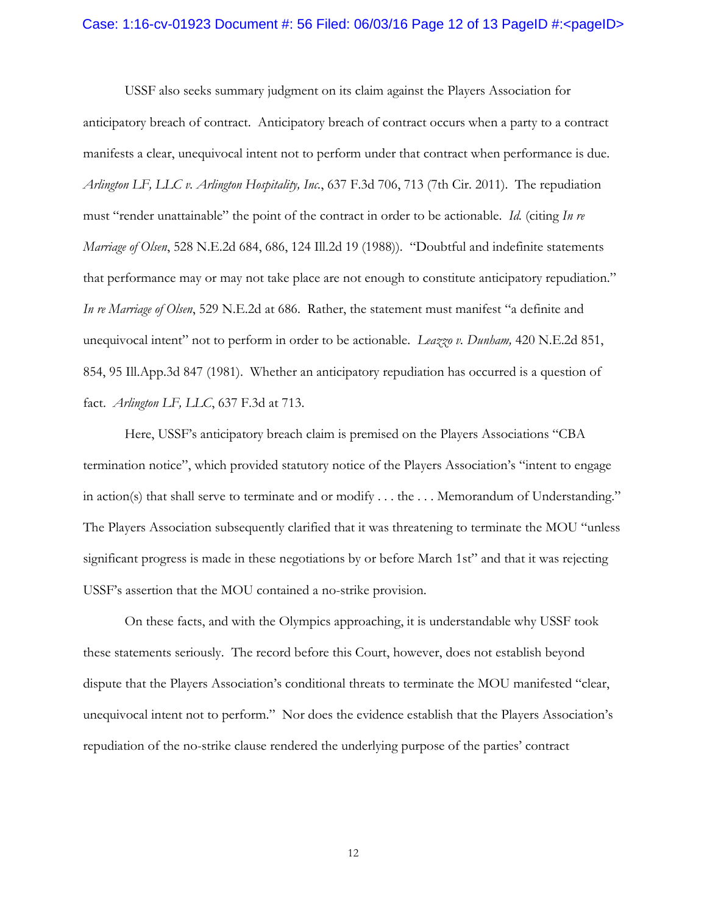USSF also seeks summary judgment on its claim against the Players Association for anticipatory breach of contract. Anticipatory breach of contract occurs when a party to a contract manifests a clear, unequivocal intent not to perform under that contract when performance is due. *Arlington LF, LLC v. Arlington Hospitality, Inc.*, 637 F.3d 706, 713 (7th Cir. 2011). The repudiation must "render unattainable" the point of the contract in order to be actionable. *Id.* (citing *In re Marriage of Olsen*, 528 N.E.2d 684, 686, 124 Ill.2d 19 (1988)). "Doubtful and indefinite statements that performance may or may not take place are not enough to constitute anticipatory repudiation." *In re Marriage of Olsen*, 529 N.E.2d at 686. Rather, the statement must manifest "a definite and unequivocal intent" not to perform in order to be actionable. *Leazzo v. Dunham,* 420 N.E.2d 851, 854, 95 Ill.App.3d 847 (1981). Whether an anticipatory repudiation has occurred is a question of fact. *Arlington LF, LLC*, 637 F.3d at 713.

Here, USSF's anticipatory breach claim is premised on the Players Associations "CBA termination notice", which provided statutory notice of the Players Association's "intent to engage in action(s) that shall serve to terminate and or modify . . . the . . . Memorandum of Understanding." The Players Association subsequently clarified that it was threatening to terminate the MOU "unless significant progress is made in these negotiations by or before March 1st" and that it was rejecting USSF's assertion that the MOU contained a no-strike provision.

On these facts, and with the Olympics approaching, it is understandable why USSF took these statements seriously. The record before this Court, however, does not establish beyond dispute that the Players Association's conditional threats to terminate the MOU manifested "clear, unequivocal intent not to perform." Nor does the evidence establish that the Players Association's repudiation of the no-strike clause rendered the underlying purpose of the parties' contract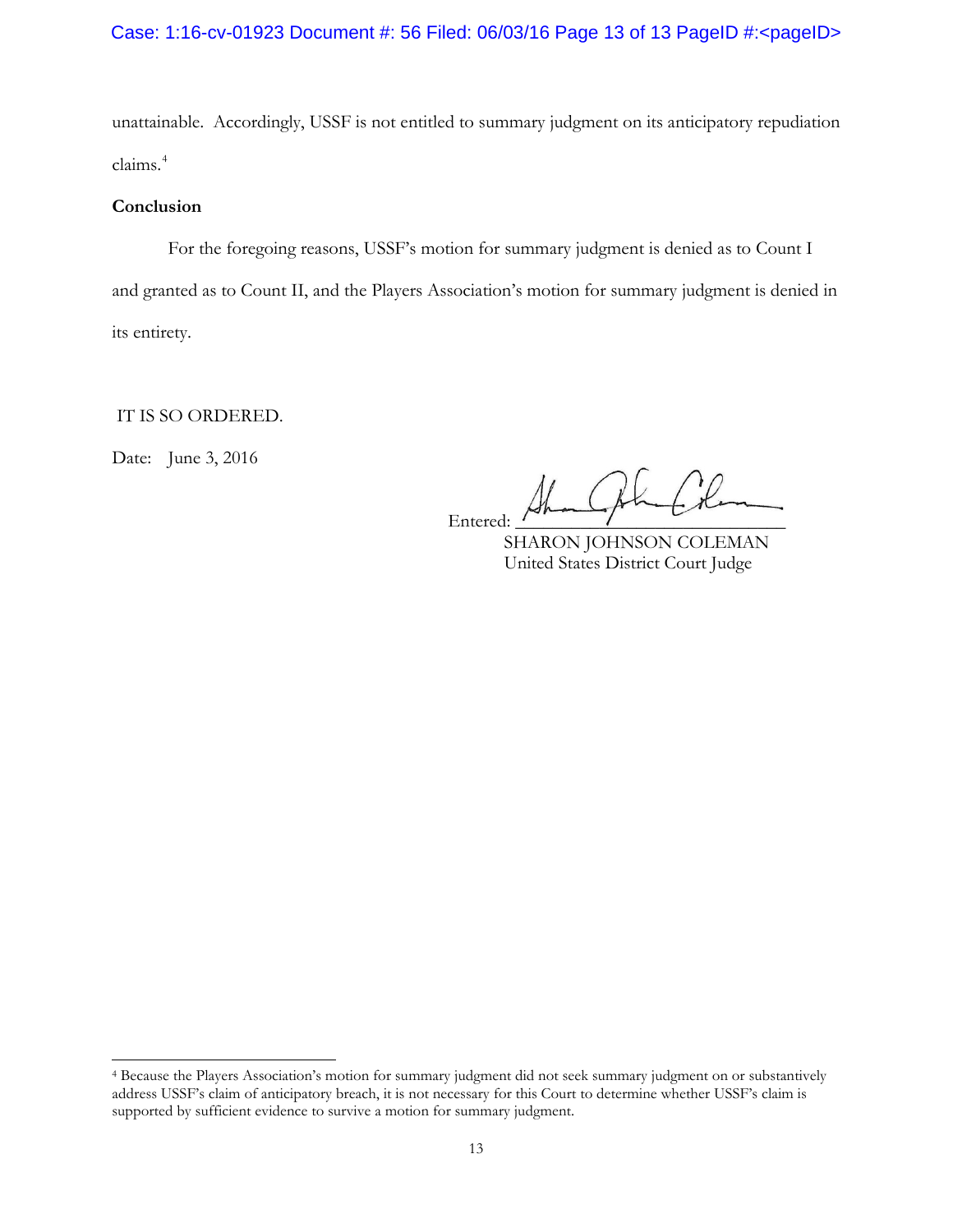unattainable. Accordingly, USSF is not entitled to summary judgment on its anticipatory repudiation claims.[4]

**Conclusion**

For the foregoing reasons, USSF's motion for summary judgment is denied as to Count I and granted as to Count II, and the Players Association's motion for summary judgment is denied in its entirety.

IT IS SO ORDERED.

Date: June 3, 2016

Entered: ______________________________
SHARON JOHNSON COLEMAN
United States District Court Judge

---

[4] Because the Players Association's motion for summary judgment did not seek summary judgment on or substantively address USSF's claim of anticipatory breach, it is not necessary for this Court to determine whether USSF's claim is supported by sufficient evidence to survive a motion for summary judgment.